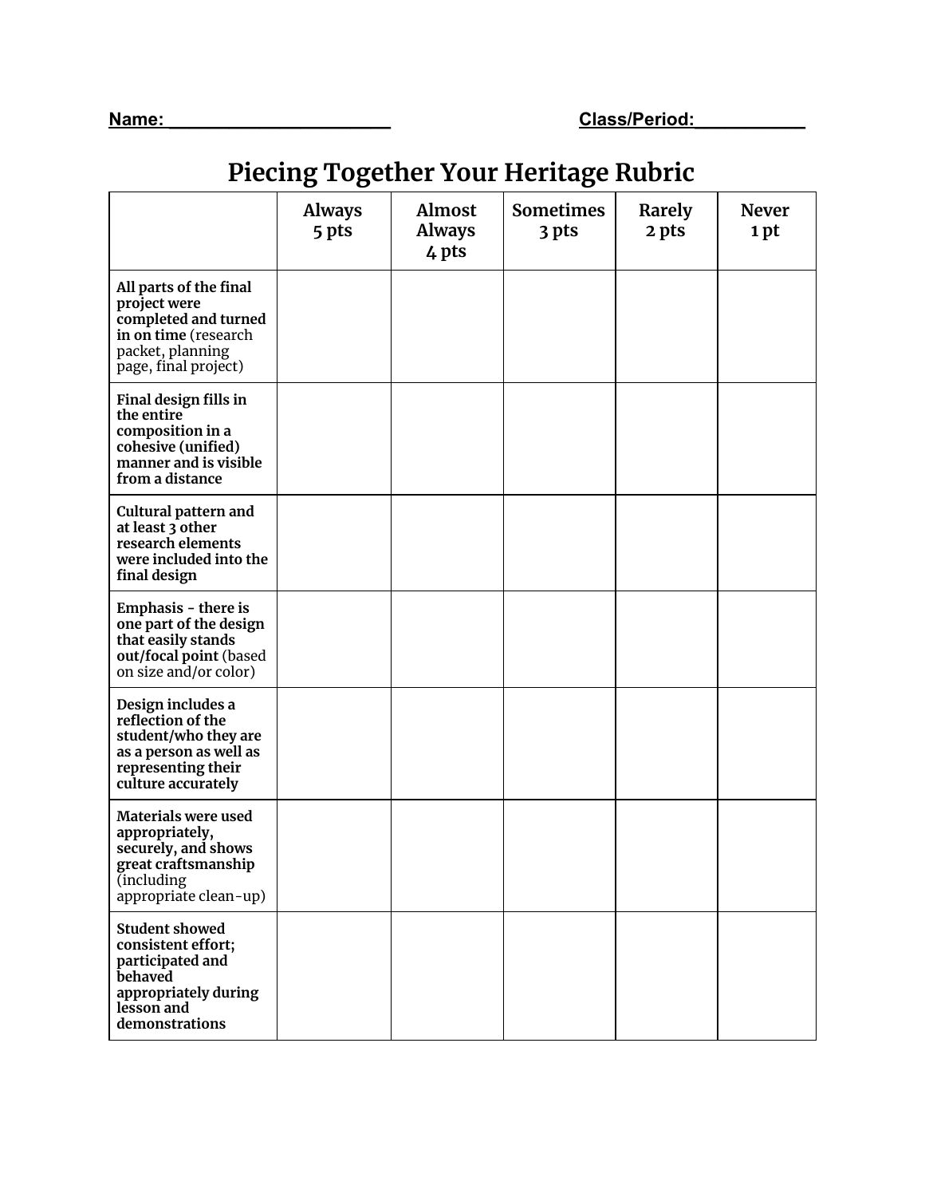Name: ________________________ Class/Period: ___________

# Piecing Together Your Heritage Rubric

| | Always 5 pts | Almost Always 4 pts | Sometimes 3 pts | Rarely 2 pts | Never 1 pt |
|---|---|---|---|---|---|
| **All parts of the final project were completed and turned in on time** (research packet, planning page, final project) | | | | | |
| **Final design fills in the entire composition in a cohesive (unified) manner and is visible from a distance** | | | | | |
| **Cultural pattern and at least 3 other research elements were included into the final design** | | | | | |
| **Emphasis - there is one part of the design that easily stands out/focal point** (based on size and/or color) | | | | | |
| **Design includes a reflection of the student/who they are as a person as well as representing their culture accurately** | | | | | |
| **Materials were used appropriately, securely, and shows great craftsmanship** (including appropriate clean-up) | | | | | |
| **Student showed consistent effort; participated and behaved appropriately during lesson and demonstrations** | | | | | |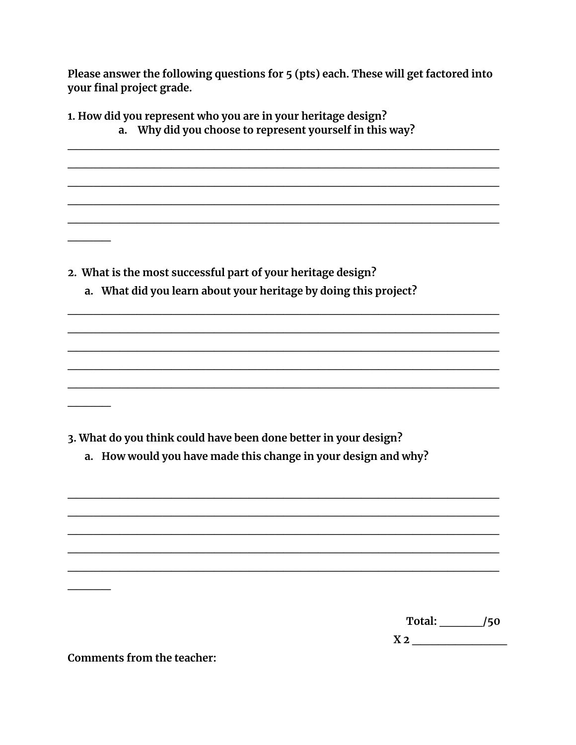**Please answer the following questions for 5 (pts) each. These will get factored into your final project grade.**

**1. How did you represent who you are in your heritage design?**

   **a. Why did you choose to represent yourself in this way?**

______________________________________________________________________________

______________________________________________________________________________

______________________________________________________________________________

______________________________________________________________________________

______________________________________________________________________________

________

**2. What is the most successful part of your heritage design?**

   **a. What did you learn about your heritage by doing this project?**

______________________________________________________________________________

______________________________________________________________________________

______________________________________________________________________________

______________________________________________________________________________

______________________________________________________________________________

________

**3. What do you think could have been done better in your design?**

   **a. How would you have made this change in your design and why?**

______________________________________________________________________________

______________________________________________________________________________

______________________________________________________________________________

______________________________________________________________________________

______________________________________________________________________________

________

**Total: _______/50**

**X 2 ________________**

**Comments from the teacher:**